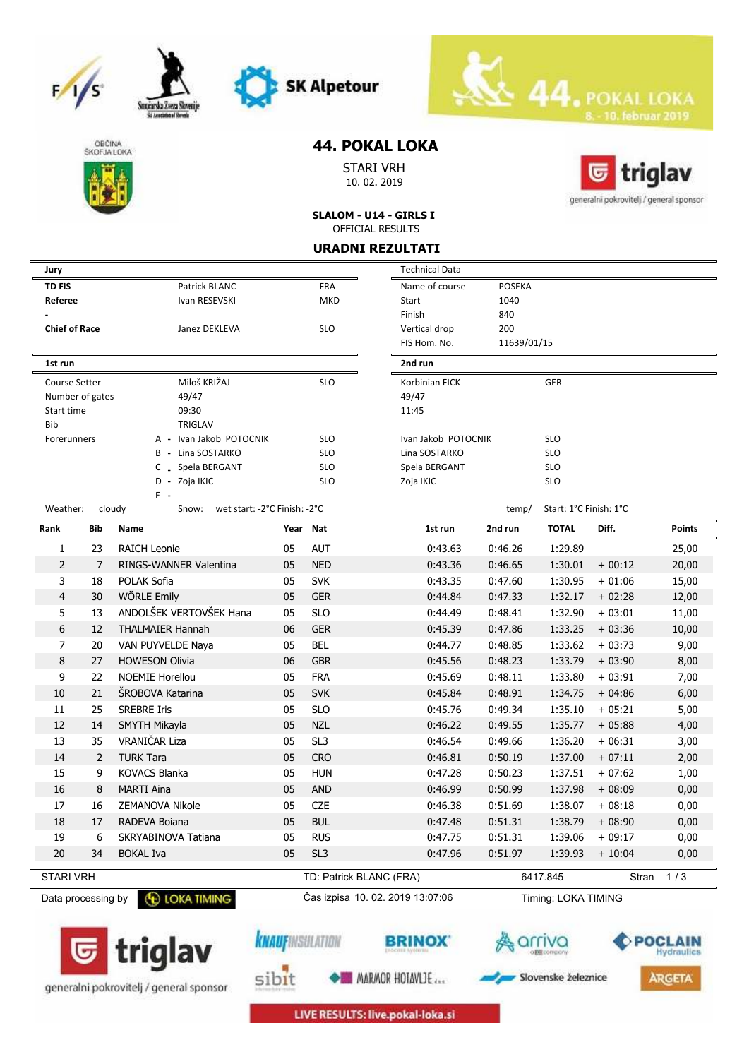# 44. POKAL LOKA

STARI VRH
10. 02. 2019

**SLALOM - U14 - GIRLS I**
OFFICIAL RESULTS

## URADNI REZULTATI

| Jury | | | Technical Data | |
|---|---|---|---|---|
| **TD FIS** | Patrick BLANC | FRA | Name of course | POSEKA |
| **Referee** | Ivan RESEVSKI | MKD | Start | 1040 |
| **-** | | | Finish | 840 |
| **Chief of Race** | Janez DEKLEVA | SLO | Vertical drop | 200 |
| | | | FIS Hom. No. | 11639/01/15 |

| | 1st run | | 2nd run | |
|---|---|---|---|---|
| Course Setter | Miloš KRIŽAJ | SLO | Korbinian FICK | GER |
| Number of gates | 49/47 | | 49/47 | |
| Start time | 09:30 | | 11:45 | |
| Bib | TRIGLAV | | | |
| Forerunners | A - Ivan Jakob POTOCNIK | SLO | Ivan Jakob POTOCNIK | SLO |
| | B - Lina SOSTARKO | SLO | Lina SOSTARKO | SLO |
| | C - Spela BERGANT | SLO | Spela BERGANT | SLO |
| | D - Zoja IKIC | SLO | Zoja IKIC | SLO |
| | E - | | | |

Weather: cloudy    Snow: wet start: -2°C Finish: -2°C    temp/ Start: 1°C Finish: 1°C

| Rank | Bib | Name | Year | Nat | 1st run | 2nd run | TOTAL | Diff. | Points |
|---|---|---|---|---|---|---|---|---|---|
| 1 | 23 | RAICH Leonie | 05 | AUT | 0:43.63 | 0:46.26 | 1:29.89 | | 25,00 |
| 2 | 7 | RINGS-WANNER Valentina | 05 | NED | 0:43.36 | 0:46.65 | 1:30.01 | + 00:12 | 20,00 |
| 3 | 18 | POLAK Sofia | 05 | SVK | 0:43.35 | 0:47.60 | 1:30.95 | + 01:06 | 15,00 |
| 4 | 30 | WÖRLE Emily | 05 | GER | 0:44.84 | 0:47.33 | 1:32.17 | + 02:28 | 12,00 |
| 5 | 13 | ANDOLŠEK VERTOVŠEK Hana | 05 | SLO | 0:44.49 | 0:48.41 | 1:32.90 | + 03:01 | 11,00 |
| 6 | 12 | THALMAIER Hannah | 06 | GER | 0:45.39 | 0:47.86 | 1:33.25 | + 03:36 | 10,00 |
| 7 | 20 | VAN PUYVELDE Naya | 05 | BEL | 0:44.77 | 0:48.85 | 1:33.62 | + 03:73 | 9,00 |
| 8 | 27 | HOWESON Olivia | 06 | GBR | 0:45.56 | 0:48.23 | 1:33.79 | + 03:90 | 8,00 |
| 9 | 22 | NOEMIE Horellou | 05 | FRA | 0:45.69 | 0:48.11 | 1:33.80 | + 03:91 | 7,00 |
| 10 | 21 | ŠROBOVA Katarina | 05 | SVK | 0:45.84 | 0:48.91 | 1:34.75 | + 04:86 | 6,00 |
| 11 | 25 | SREBRE Iris | 05 | SLO | 0:45.76 | 0:49.34 | 1:35.10 | + 05:21 | 5,00 |
| 12 | 14 | SMYTH Mikayla | 05 | NZL | 0:46.22 | 0:49.55 | 1:35.77 | + 05:88 | 4,00 |
| 13 | 35 | VRANIČAR Liza | 05 | SL3 | 0:46.54 | 0:49.66 | 1:36.20 | + 06:31 | 3,00 |
| 14 | 2 | TURK Tara | 05 | CRO | 0:46.81 | 0:50.19 | 1:37.00 | + 07:11 | 2,00 |
| 15 | 9 | KOVACS Blanka | 05 | HUN | 0:47.28 | 0:50.23 | 1:37.51 | + 07:62 | 1,00 |
| 16 | 8 | MARTI Aina | 05 | AND | 0:46.99 | 0:50.99 | 1:37.98 | + 08:09 | 0,00 |
| 17 | 16 | ZEMANOVA Nikole | 05 | CZE | 0:46.38 | 0:51.69 | 1:38.07 | + 08:18 | 0,00 |
| 18 | 17 | RADEVA Boiana | 05 | BUL | 0:47.48 | 0:51.31 | 1:38.79 | + 08:90 | 0,00 |
| 19 | 6 | SKRYABINOVA Tatiana | 05 | RUS | 0:47.75 | 0:51.31 | 1:39.06 | + 09:17 | 0,00 |
| 20 | 34 | BOKAL Iva | 05 | SL3 | 0:47.96 | 0:51.97 | 1:39.93 | + 10:04 | 0,00 |

STARI VRH    TD: Patrick BLANC (FRA)    6417.845

Data processing by LOKA TIMING    Čas izpisa 10. 02. 2019 13:07:06    Timing: LOKA TIMING

LIVE RESULTS: live.pokal-loka.si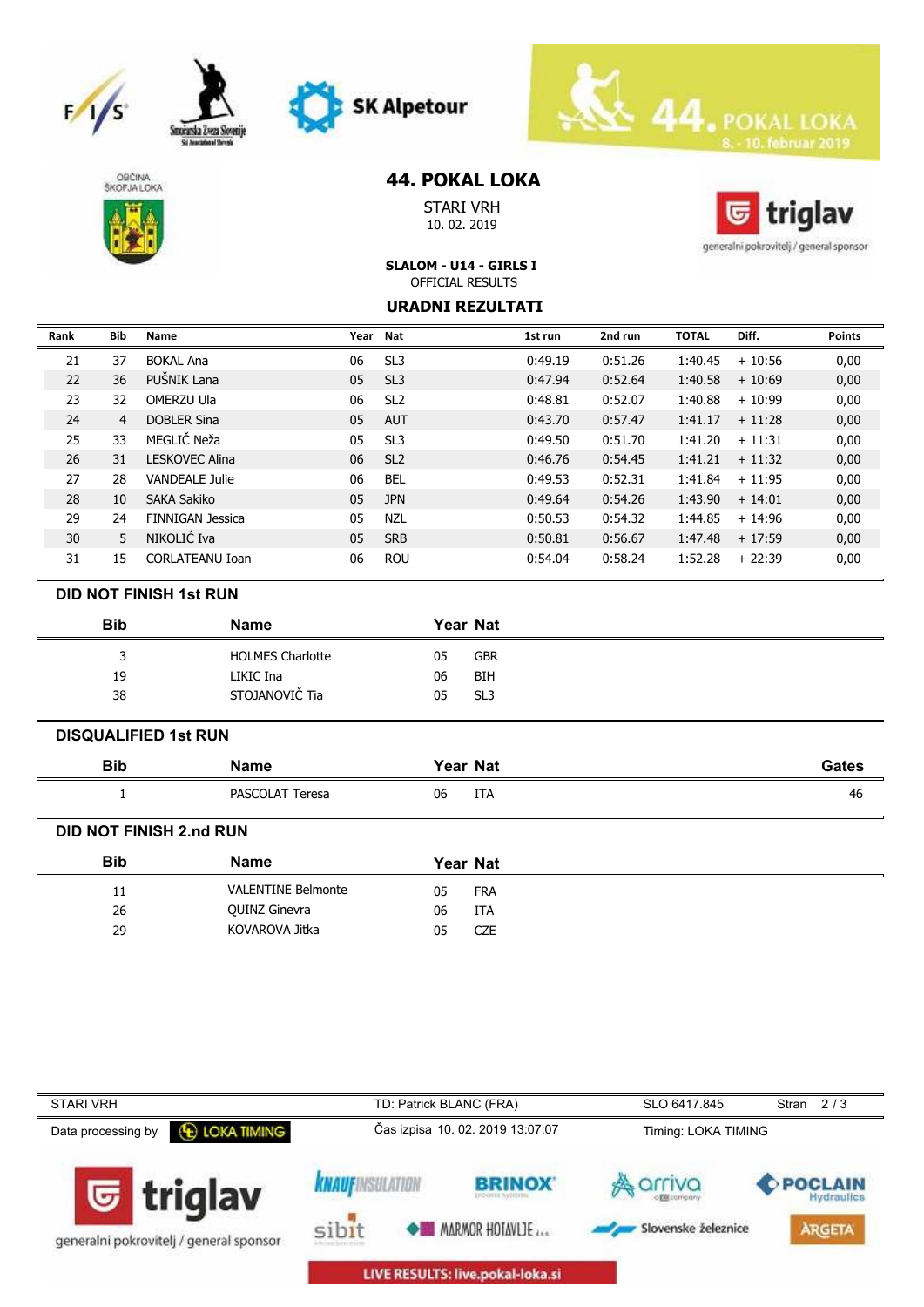# 44. POKAL LOKA

STARI VRH
10. 02. 2019

**SLALOM - U14 - GIRLS I**
OFFICIAL RESULTS

## URADNI REZULTATI

| Rank | Bib | Name | Year | Nat | 1st run | 2nd run | TOTAL | Diff. | Points |
|---|---|---|---|---|---|---|---|---|---|
| 21 | 37 | BOKAL Ana | 06 | SL3 | 0:49.19 | 0:51.26 | 1:40.45 | + 10:56 | 0,00 |
| 22 | 36 | PUŠNIK Lana | 05 | SL3 | 0:47.94 | 0:52.64 | 1:40.58 | + 10:69 | 0,00 |
| 23 | 32 | OMERZU Ula | 06 | SL2 | 0:48.81 | 0:52.07 | 1:40.88 | + 10:99 | 0,00 |
| 24 | 4 | DOBLER Sina | 05 | AUT | 0:43.70 | 0:57.47 | 1:41.17 | + 11:28 | 0,00 |
| 25 | 33 | MEGLIČ Neža | 05 | SL3 | 0:49.50 | 0:51.70 | 1:41.20 | + 11:31 | 0,00 |
| 26 | 31 | LESKOVEC Alina | 06 | SL2 | 0:46.76 | 0:54.45 | 1:41.21 | + 11:32 | 0,00 |
| 27 | 28 | VANDEALE Julie | 06 | BEL | 0:49.53 | 0:52.31 | 1:41.84 | + 11:95 | 0,00 |
| 28 | 10 | SAKA Sakiko | 05 | JPN | 0:49.64 | 0:54.26 | 1:43.90 | + 14:01 | 0,00 |
| 29 | 24 | FINNIGAN Jessica | 05 | NZL | 0:50.53 | 0:54.32 | 1:44.85 | + 14:96 | 0,00 |
| 30 | 5 | NIKOLIĆ Iva | 05 | SRB | 0:50.81 | 0:56.67 | 1:47.48 | + 17:59 | 0,00 |
| 31 | 15 | CORLATEANU Ioan | 06 | ROU | 0:54.04 | 0:58.24 | 1:52.28 | + 22:39 | 0,00 |

### DID NOT FINISH 1st RUN

| Bib | Name | Year | Nat |
|---|---|---|---|
| 3 | HOLMES Charlotte | 05 | GBR |
| 19 | LIKIC Ina | 06 | BIH |
| 38 | STOJANOVIČ Tia | 05 | SL3 |

### DISQUALIFIED 1st RUN

| Bib | Name | Year | Nat | Gates |
|---|---|---|---|---|
| 1 | PASCOLAT Teresa | 06 | ITA | 46 |

### DID NOT FINISH 2.nd RUN

| Bib | Name | Year | Nat |
|---|---|---|---|
| 11 | VALENTINE Belmonte | 05 | FRA |
| 26 | QUINZ Ginevra | 06 | ITA |
| 29 | KOVAROVA Jitka | 05 | CZE |

STARI VRH | TD: Patrick BLANC (FRA) | SLO 6417.845

Data processing by LOKA TIMING | Čas izpisa 10. 02. 2019 13:07:07 | Timing: LOKA TIMING

LIVE RESULTS: live.pokal-loka.si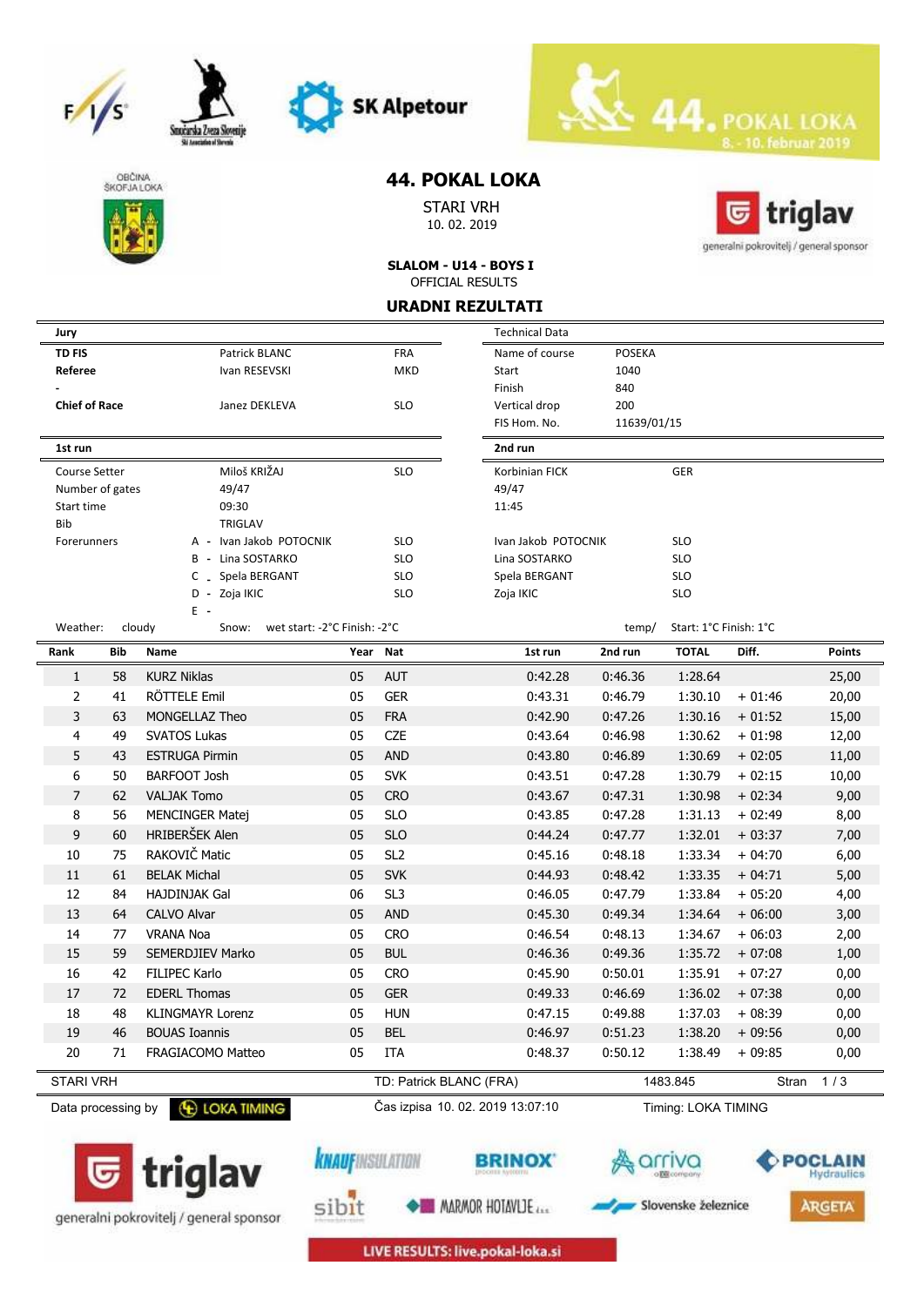# 44. POKAL LOKA

STARI VRH
10. 02. 2019

**SLALOM - U14 - BOYS I**
OFFICIAL RESULTS

## URADNI REZULTATI

| Jury | | | Technical Data | |
|---|---|---|---|---|
| **TD FIS** | Patrick BLANC | FRA | Name of course | POSEKA |
| **Referee** | Ivan RESEVSKI | MKD | Start | 1040 |
| - | | | Finish | 840 |
| **Chief of Race** | Janez DEKLEVA | SLO | Vertical drop | 200 |
| | | | FIS Hom. No. | 11639/01/15 |

| | 1st run | | 2nd run | |
|---|---|---|---|---|
| Course Setter | Miloš KRIŽAJ | SLO | Korbinian FICK | GER |
| Number of gates | 49/47 | | 49/47 | |
| Start time | 09:30 | | 11:45 | |
| Bib | TRIGLAV | | | |
| Forerunners | A - Ivan Jakob POTOCNIK | SLO | Ivan Jakob POTOCNIK | SLO |
| | B - Lina SOSTARKO | SLO | Lina SOSTARKO | SLO |
| | C - Spela BERGANT | SLO | Spela BERGANT | SLO |
| | D - Zoja IKIC | SLO | Zoja IKIC | SLO |
| | E - | | | |

Weather: cloudy Snow: wet start: -2°C Finish: -2°C temp/ Start: 1°C Finish: 1°C

| Rank | Bib | Name | Year | Nat | 1st run | 2nd run | TOTAL | Diff. | Points |
|---|---|---|---|---|---|---|---|---|---|
| 1 | 58 | KURZ Niklas | 05 | AUT | 0:42.28 | 0:46.36 | 1:28.64 | | 25,00 |
| 2 | 41 | RÖTTELE Emil | 05 | GER | 0:43.31 | 0:46.79 | 1:30.10 | + 01:46 | 20,00 |
| 3 | 63 | MONGELLAZ Theo | 05 | FRA | 0:42.90 | 0:47.26 | 1:30.16 | + 01:52 | 15,00 |
| 4 | 49 | SVATOS Lukas | 05 | CZE | 0:43.64 | 0:46.98 | 1:30.62 | + 01:98 | 12,00 |
| 5 | 43 | ESTRUGA Pirmin | 05 | AND | 0:43.80 | 0:46.89 | 1:30.69 | + 02:05 | 11,00 |
| 6 | 50 | BARFOOT Josh | 05 | SVK | 0:43.51 | 0:47.28 | 1:30.79 | + 02:15 | 10,00 |
| 7 | 62 | VALJAK Tomo | 05 | CRO | 0:43.67 | 0:47.31 | 1:30.98 | + 02:34 | 9,00 |
| 8 | 56 | MENCINGER Matej | 05 | SLO | 0:43.85 | 0:47.28 | 1:31.13 | + 02:49 | 8,00 |
| 9 | 60 | HRIBERŠEK Alen | 05 | SLO | 0:44.24 | 0:47.77 | 1:32.01 | + 03:37 | 7,00 |
| 10 | 75 | RAKOVIČ Matic | 05 | SL2 | 0:45.16 | 0:48.18 | 1:33.34 | + 04:70 | 6,00 |
| 11 | 61 | BELAK Michal | 05 | SVK | 0:44.93 | 0:48.42 | 1:33.35 | + 04:71 | 5,00 |
| 12 | 84 | HAJDINJAK Gal | 06 | SL3 | 0:46.05 | 0:47.79 | 1:33.84 | + 05:20 | 4,00 |
| 13 | 64 | CALVO Alvar | 05 | AND | 0:45.30 | 0:49.34 | 1:34.64 | + 06:00 | 3,00 |
| 14 | 77 | VRANA Noa | 05 | CRO | 0:46.54 | 0:48.13 | 1:34.67 | + 06:03 | 2,00 |
| 15 | 59 | SEMERDJIEV Marko | 05 | BUL | 0:46.36 | 0:49.36 | 1:35.72 | + 07:08 | 1,00 |
| 16 | 42 | FILIPEC Karlo | 05 | CRO | 0:45.90 | 0:50.01 | 1:35.91 | + 07:27 | 0,00 |
| 17 | 72 | EDERL Thomas | 05 | GER | 0:49.33 | 0:46.69 | 1:36.02 | + 07:38 | 0,00 |
| 18 | 48 | KLINGMAYR Lorenz | 05 | HUN | 0:47.15 | 0:49.88 | 1:37.03 | + 08:39 | 0,00 |
| 19 | 46 | BOUAS Ioannis | 05 | BEL | 0:46.97 | 0:51.23 | 1:38.20 | + 09:56 | 0,00 |
| 20 | 71 | FRAGIACOMO Matteo | 05 | ITA | 0:48.37 | 0:50.12 | 1:38.49 | + 09:85 | 0,00 |

STARI VRH TD: Patrick BLANC (FRA) 1483.845

Data processing by LOKA TIMING Čas izpisa 10. 02. 2019 13:07:10 Timing: LOKA TIMING

LIVE RESULTS: live.pokal-loka.si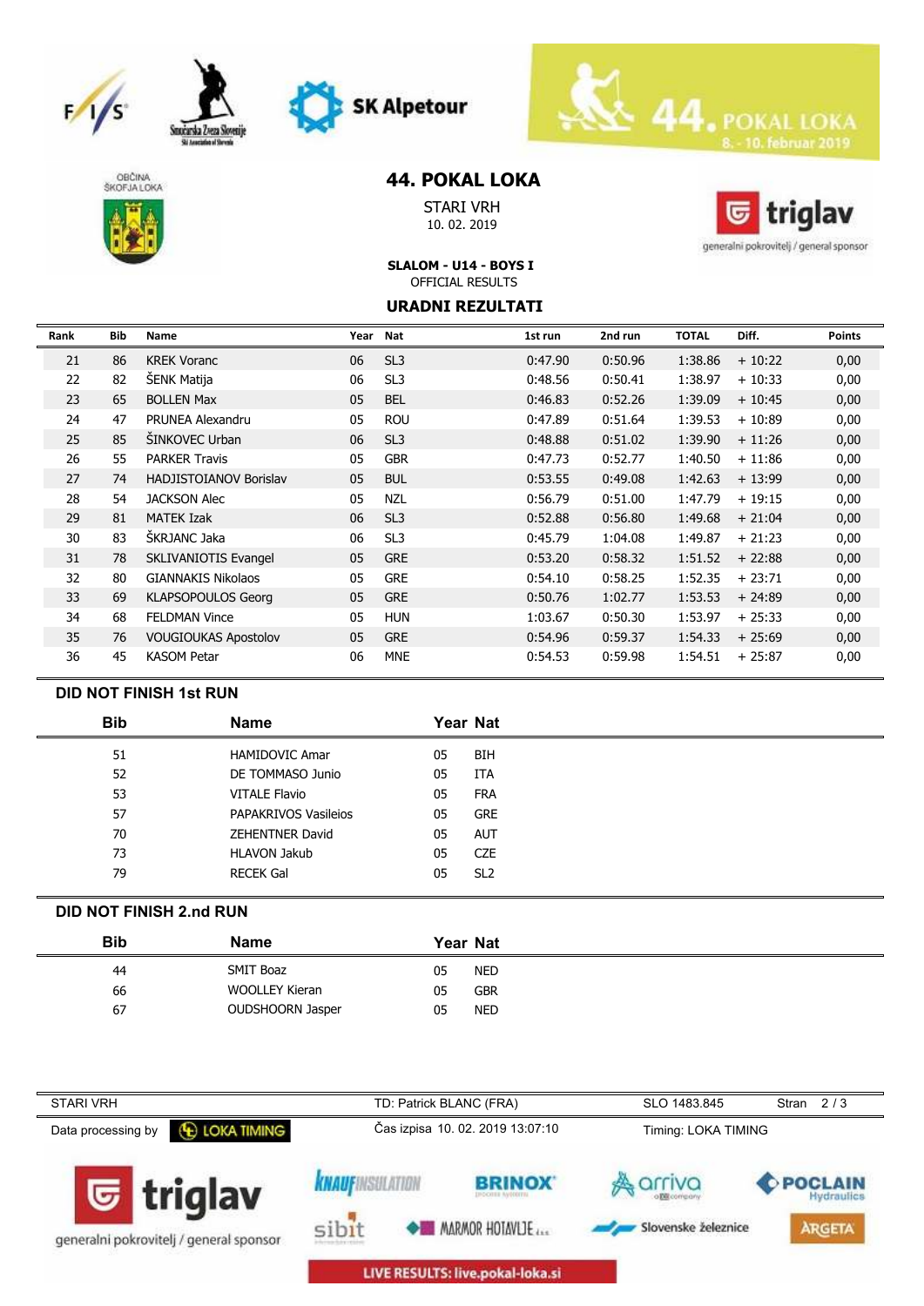# 44. POKAL LOKA

STARI VRH
10. 02. 2019

**SLALOM - U14 - BOYS I**
OFFICIAL RESULTS

## URADNI REZULTATI

| Rank | Bib | Name | Year | Nat | 1st run | 2nd run | TOTAL | Diff. | Points |
|---|---|---|---|---|---|---|---|---|---|
| 21 | 86 | KREK Voranc | 06 | SL3 | 0:47.90 | 0:50.96 | 1:38.86 | + 10:22 | 0,00 |
| 22 | 82 | ŠENK Matija | 06 | SL3 | 0:48.56 | 0:50.41 | 1:38.97 | + 10:33 | 0,00 |
| 23 | 65 | BOLLEN Max | 05 | BEL | 0:46.83 | 0:52.26 | 1:39.09 | + 10:45 | 0,00 |
| 24 | 47 | PRUNEA Alexandru | 05 | ROU | 0:47.89 | 0:51.64 | 1:39.53 | + 10:89 | 0,00 |
| 25 | 85 | ŠINKOVEC Urban | 06 | SL3 | 0:48.88 | 0:51.02 | 1:39.90 | + 11:26 | 0,00 |
| 26 | 55 | PARKER Travis | 05 | GBR | 0:47.73 | 0:52.77 | 1:40.50 | + 11:86 | 0,00 |
| 27 | 74 | HADJISTOIANOV Borislav | 05 | BUL | 0:53.55 | 0:49.08 | 1:42.63 | + 13:99 | 0,00 |
| 28 | 54 | JACKSON Alec | 05 | NZL | 0:56.79 | 0:51.00 | 1:47.79 | + 19:15 | 0,00 |
| 29 | 81 | MATEK Izak | 06 | SL3 | 0:52.88 | 0:56.80 | 1:49.68 | + 21:04 | 0,00 |
| 30 | 83 | ŠKRJANC Jaka | 06 | SL3 | 0:45.79 | 1:04.08 | 1:49.87 | + 21:23 | 0,00 |
| 31 | 78 | SKLIVANIOTIS Evangel | 05 | GRE | 0:53.20 | 0:58.32 | 1:51.52 | + 22:88 | 0,00 |
| 32 | 80 | GIANNAKIS Nikolaos | 05 | GRE | 0:54.10 | 0:58.25 | 1:52.35 | + 23:71 | 0,00 |
| 33 | 69 | KLAPSOPOULOS Georg | 05 | GRE | 0:50.76 | 1:02.77 | 1:53.53 | + 24:89 | 0,00 |
| 34 | 68 | FELDMAN Vince | 05 | HUN | 1:03.67 | 0:50.30 | 1:53.97 | + 25:33 | 0,00 |
| 35 | 76 | VOUGIOUKAS Apostolov | 05 | GRE | 0:54.96 | 0:59.37 | 1:54.33 | + 25:69 | 0,00 |
| 36 | 45 | KASOM Petar | 06 | MNE | 0:54.53 | 0:59.98 | 1:54.51 | + 25:87 | 0,00 |

### DID NOT FINISH 1st RUN

| Bib | Name | Year | Nat |
|---|---|---|---|
| 51 | HAMIDOVIC Amar | 05 | BIH |
| 52 | DE TOMMASO Junio | 05 | ITA |
| 53 | VITALE Flavio | 05 | FRA |
| 57 | PAPAKRIVOS Vasileios | 05 | GRE |
| 70 | ZEHENTNER David | 05 | AUT |
| 73 | HLAVON Jakub | 05 | CZE |
| 79 | RECEK Gal | 05 | SL2 |

### DID NOT FINISH 2.nd RUN

| Bib | Name | Year | Nat |
|---|---|---|---|
| 44 | SMIT Boaz | 05 | NED |
| 66 | WOOLLEY Kieran | 05 | GBR |
| 67 | OUDSHOORN Jasper | 05 | NED |

STARI VRH | TD: Patrick BLANC (FRA) | SLO 1483.845

Data processing by LOKA TIMING | Čas izpisa 10. 02. 2019 13:07:10 | Timing: LOKA TIMING

LIVE RESULTS: live.pokal-loka.si